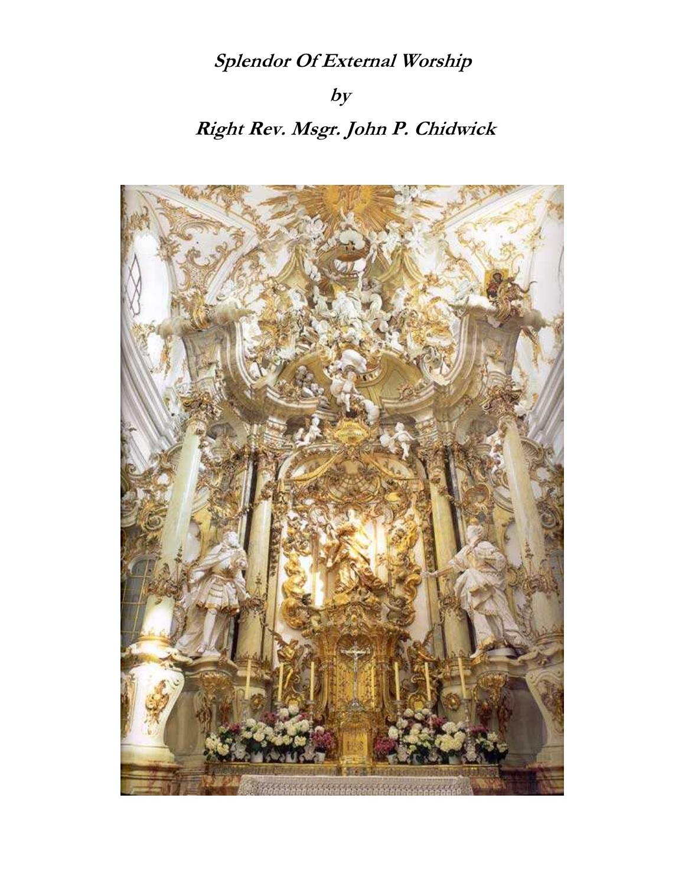# *Splendor Of External Worship*

***by***

## ***Right Rev. Msgr. John P. Chidwick***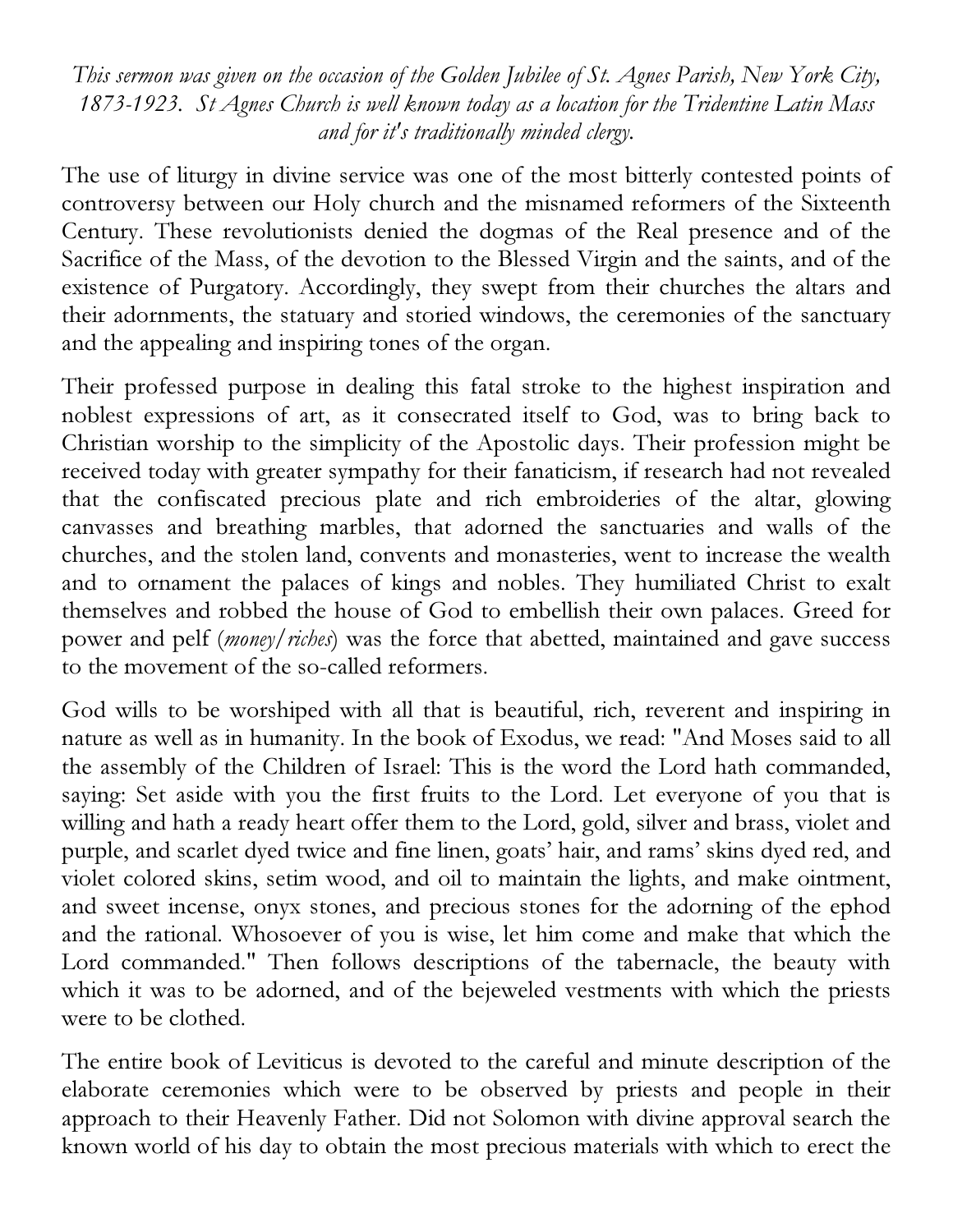*This sermon was given on the occasion of the Golden Jubilee of St. Agnes Parish, New York City, 1873-1923. St Agnes Church is well known today as a location for the Tridentine Latin Mass and for it's traditionally minded clergy.*

The use of liturgy in divine service was one of the most bitterly contested points of controversy between our Holy church and the misnamed reformers of the Sixteenth Century. These revolutionists denied the dogmas of the Real presence and of the Sacrifice of the Mass, of the devotion to the Blessed Virgin and the saints, and of the existence of Purgatory. Accordingly, they swept from their churches the altars and their adornments, the statuary and storied windows, the ceremonies of the sanctuary and the appealing and inspiring tones of the organ.

Their professed purpose in dealing this fatal stroke to the highest inspiration and noblest expressions of art, as it consecrated itself to God, was to bring back to Christian worship to the simplicity of the Apostolic days. Their profession might be received today with greater sympathy for their fanaticism, if research had not revealed that the confiscated precious plate and rich embroideries of the altar, glowing canvasses and breathing marbles, that adorned the sanctuaries and walls of the churches, and the stolen land, convents and monasteries, went to increase the wealth and to ornament the palaces of kings and nobles. They humiliated Christ to exalt themselves and robbed the house of God to embellish their own palaces. Greed for power and pelf (*money/riches*) was the force that abetted, maintained and gave success to the movement of the so-called reformers.

God wills to be worshiped with all that is beautiful, rich, reverent and inspiring in nature as well as in humanity. In the book of Exodus, we read: "And Moses said to all the assembly of the Children of Israel: This is the word the Lord hath commanded, saying: Set aside with you the first fruits to the Lord. Let everyone of you that is willing and hath a ready heart offer them to the Lord, gold, silver and brass, violet and purple, and scarlet dyed twice and fine linen, goats' hair, and rams' skins dyed red, and violet colored skins, setim wood, and oil to maintain the lights, and make ointment, and sweet incense, onyx stones, and precious stones for the adorning of the ephod and the rational. Whosoever of you is wise, let him come and make that which the Lord commanded." Then follows descriptions of the tabernacle, the beauty with which it was to be adorned, and of the bejeweled vestments with which the priests were to be clothed.

The entire book of Leviticus is devoted to the careful and minute description of the elaborate ceremonies which were to be observed by priests and people in their approach to their Heavenly Father. Did not Solomon with divine approval search the known world of his day to obtain the most precious materials with which to erect the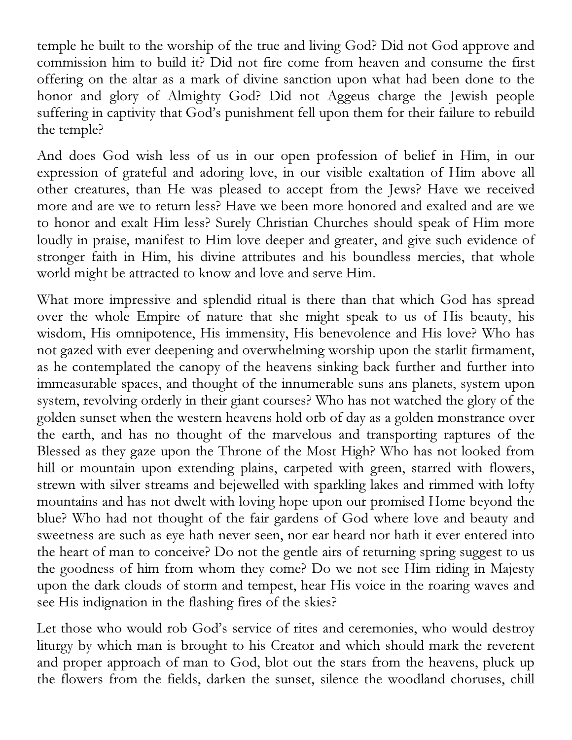temple he built to the worship of the true and living God? Did not God approve and commission him to build it? Did not fire come from heaven and consume the first offering on the altar as a mark of divine sanction upon what had been done to the honor and glory of Almighty God? Did not Aggeus charge the Jewish people suffering in captivity that God's punishment fell upon them for their failure to rebuild the temple?

And does God wish less of us in our open profession of belief in Him, in our expression of grateful and adoring love, in our visible exaltation of Him above all other creatures, than He was pleased to accept from the Jews? Have we received more and are we to return less? Have we been more honored and exalted and are we to honor and exalt Him less? Surely Christian Churches should speak of Him more loudly in praise, manifest to Him love deeper and greater, and give such evidence of stronger faith in Him, his divine attributes and his boundless mercies, that whole world might be attracted to know and love and serve Him.

What more impressive and splendid ritual is there than that which God has spread over the whole Empire of nature that she might speak to us of His beauty, his wisdom, His omnipotence, His immensity, His benevolence and His love? Who has not gazed with ever deepening and overwhelming worship upon the starlit firmament, as he contemplated the canopy of the heavens sinking back further and further into immeasurable spaces, and thought of the innumerable suns ans planets, system upon system, revolving orderly in their giant courses? Who has not watched the glory of the golden sunset when the western heavens hold orb of day as a golden monstrance over the earth, and has no thought of the marvelous and transporting raptures of the Blessed as they gaze upon the Throne of the Most High? Who has not looked from hill or mountain upon extending plains, carpeted with green, starred with flowers, strewn with silver streams and bejewelled with sparkling lakes and rimmed with lofty mountains and has not dwelt with loving hope upon our promised Home beyond the blue? Who had not thought of the fair gardens of God where love and beauty and sweetness are such as eye hath never seen, nor ear heard nor hath it ever entered into the heart of man to conceive? Do not the gentle airs of returning spring suggest to us the goodness of him from whom they come? Do we not see Him riding in Majesty upon the dark clouds of storm and tempest, hear His voice in the roaring waves and see His indignation in the flashing fires of the skies?

Let those who would rob God's service of rites and ceremonies, who would destroy liturgy by which man is brought to his Creator and which should mark the reverent and proper approach of man to God, blot out the stars from the heavens, pluck up the flowers from the fields, darken the sunset, silence the woodland choruses, chill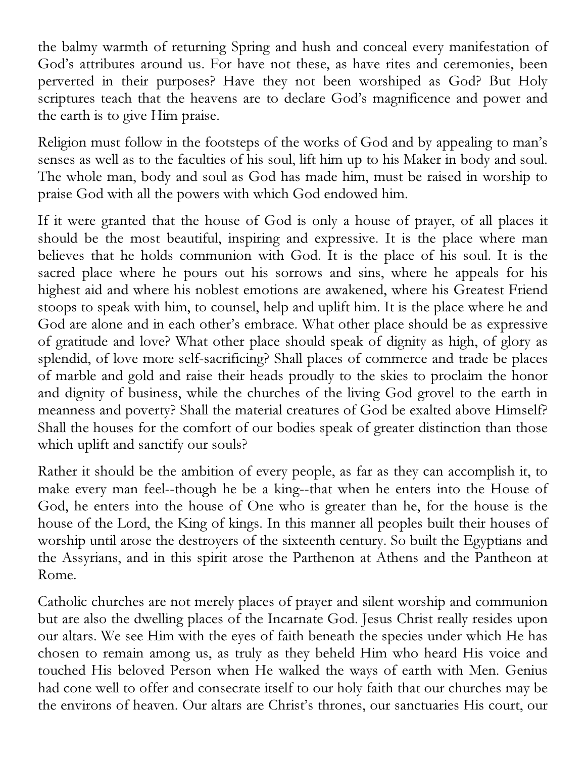the balmy warmth of returning Spring and hush and conceal every manifestation of God's attributes around us. For have not these, as have rites and ceremonies, been perverted in their purposes? Have they not been worshiped as God? But Holy scriptures teach that the heavens are to declare God's magnificence and power and the earth is to give Him praise.

Religion must follow in the footsteps of the works of God and by appealing to man's senses as well as to the faculties of his soul, lift him up to his Maker in body and soul. The whole man, body and soul as God has made him, must be raised in worship to praise God with all the powers with which God endowed him.

If it were granted that the house of God is only a house of prayer, of all places it should be the most beautiful, inspiring and expressive. It is the place where man believes that he holds communion with God. It is the place of his soul. It is the sacred place where he pours out his sorrows and sins, where he appeals for his highest aid and where his noblest emotions are awakened, where his Greatest Friend stoops to speak with him, to counsel, help and uplift him. It is the place where he and God are alone and in each other's embrace. What other place should be as expressive of gratitude and love? What other place should speak of dignity as high, of glory as splendid, of love more self-sacrificing? Shall places of commerce and trade be places of marble and gold and raise their heads proudly to the skies to proclaim the honor and dignity of business, while the churches of the living God grovel to the earth in meanness and poverty? Shall the material creatures of God be exalted above Himself? Shall the houses for the comfort of our bodies speak of greater distinction than those which uplift and sanctify our souls?

Rather it should be the ambition of every people, as far as they can accomplish it, to make every man feel--though he be a king--that when he enters into the House of God, he enters into the house of One who is greater than he, for the house is the house of the Lord, the King of kings. In this manner all peoples built their houses of worship until arose the destroyers of the sixteenth century. So built the Egyptians and the Assyrians, and in this spirit arose the Parthenon at Athens and the Pantheon at Rome.

Catholic churches are not merely places of prayer and silent worship and communion but are also the dwelling places of the Incarnate God. Jesus Christ really resides upon our altars. We see Him with the eyes of faith beneath the species under which He has chosen to remain among us, as truly as they beheld Him who heard His voice and touched His beloved Person when He walked the ways of earth with Men. Genius had cone well to offer and consecrate itself to our holy faith that our churches may be the environs of heaven. Our altars are Christ's thrones, our sanctuaries His court, our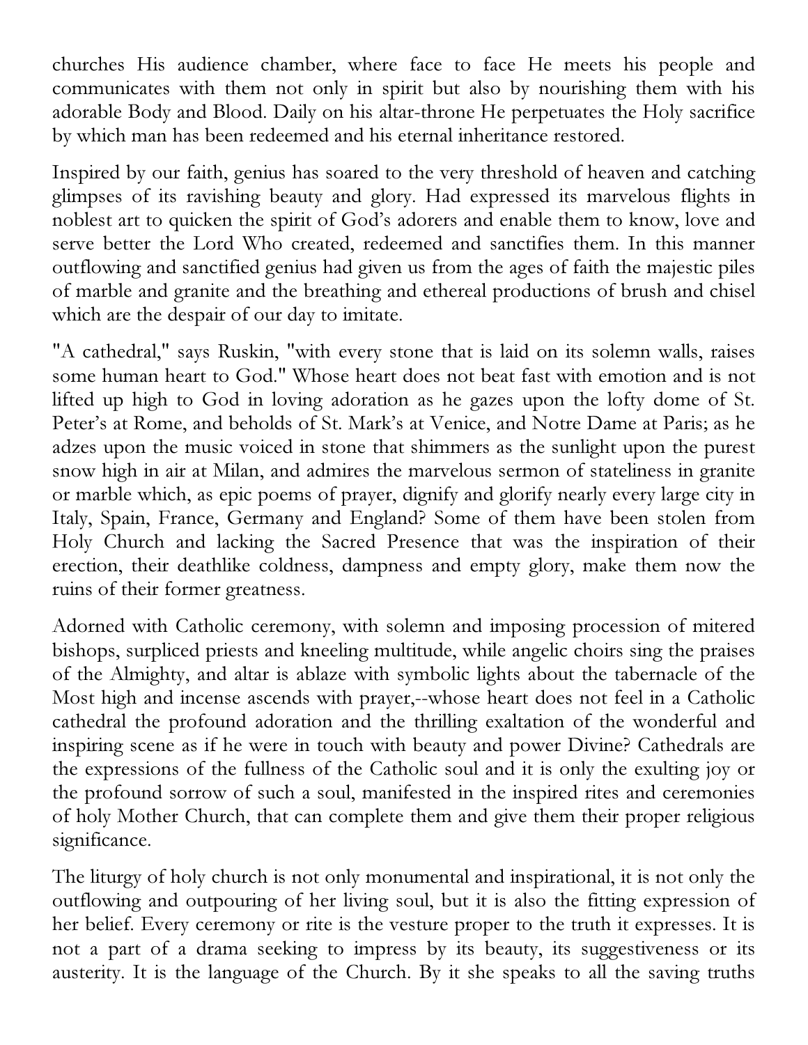churches His audience chamber, where face to face He meets his people and communicates with them not only in spirit but also by nourishing them with his adorable Body and Blood. Daily on his altar-throne He perpetuates the Holy sacrifice by which man has been redeemed and his eternal inheritance restored.

Inspired by our faith, genius has soared to the very threshold of heaven and catching glimpses of its ravishing beauty and glory. Had expressed its marvelous flights in noblest art to quicken the spirit of God's adorers and enable them to know, love and serve better the Lord Who created, redeemed and sanctifies them. In this manner outflowing and sanctified genius had given us from the ages of faith the majestic piles of marble and granite and the breathing and ethereal productions of brush and chisel which are the despair of our day to imitate.

"A cathedral," says Ruskin, "with every stone that is laid on its solemn walls, raises some human heart to God." Whose heart does not beat fast with emotion and is not lifted up high to God in loving adoration as he gazes upon the lofty dome of St. Peter's at Rome, and beholds of St. Mark's at Venice, and Notre Dame at Paris; as he adzes upon the music voiced in stone that shimmers as the sunlight upon the purest snow high in air at Milan, and admires the marvelous sermon of stateliness in granite or marble which, as epic poems of prayer, dignify and glorify nearly every large city in Italy, Spain, France, Germany and England? Some of them have been stolen from Holy Church and lacking the Sacred Presence that was the inspiration of their erection, their deathlike coldness, dampness and empty glory, make them now the ruins of their former greatness.

Adorned with Catholic ceremony, with solemn and imposing procession of mitered bishops, surpliced priests and kneeling multitude, while angelic choirs sing the praises of the Almighty, and altar is ablaze with symbolic lights about the tabernacle of the Most high and incense ascends with prayer,--whose heart does not feel in a Catholic cathedral the profound adoration and the thrilling exaltation of the wonderful and inspiring scene as if he were in touch with beauty and power Divine? Cathedrals are the expressions of the fullness of the Catholic soul and it is only the exulting joy or the profound sorrow of such a soul, manifested in the inspired rites and ceremonies of holy Mother Church, that can complete them and give them their proper religious significance.

The liturgy of holy church is not only monumental and inspirational, it is not only the outflowing and outpouring of her living soul, but it is also the fitting expression of her belief. Every ceremony or rite is the vesture proper to the truth it expresses. It is not a part of a drama seeking to impress by its beauty, its suggestiveness or its austerity. It is the language of the Church. By it she speaks to all the saving truths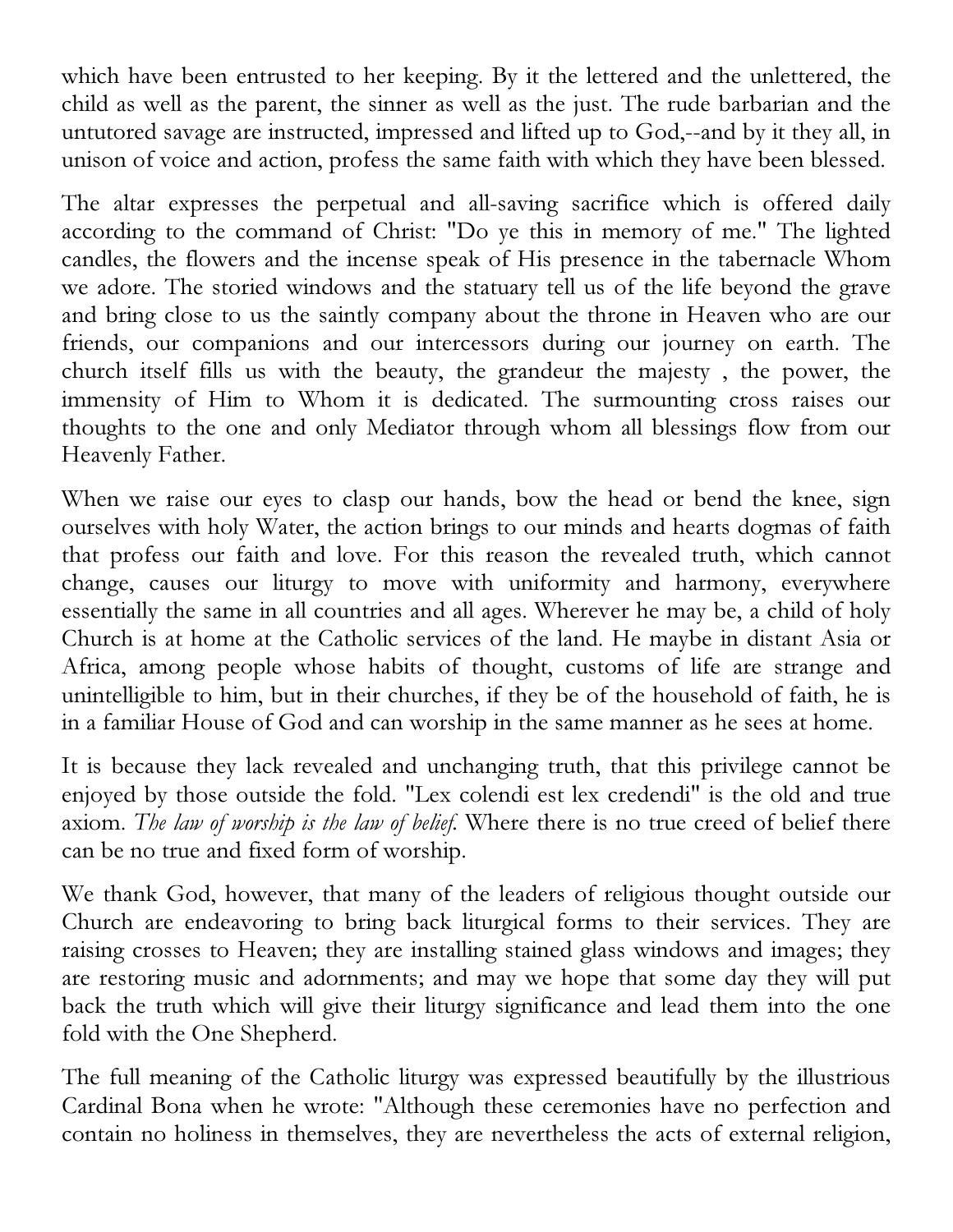which have been entrusted to her keeping. By it the lettered and the unlettered, the child as well as the parent, the sinner as well as the just. The rude barbarian and the untutored savage are instructed, impressed and lifted up to God,--and by it they all, in unison of voice and action, profess the same faith with which they have been blessed.

The altar expresses the perpetual and all-saving sacrifice which is offered daily according to the command of Christ: "Do ye this in memory of me." The lighted candles, the flowers and the incense speak of His presence in the tabernacle Whom we adore. The storied windows and the statuary tell us of the life beyond the grave and bring close to us the saintly company about the throne in Heaven who are our friends, our companions and our intercessors during our journey on earth. The church itself fills us with the beauty, the grandeur the majesty , the power, the immensity of Him to Whom it is dedicated. The surmounting cross raises our thoughts to the one and only Mediator through whom all blessings flow from our Heavenly Father.

When we raise our eyes to clasp our hands, bow the head or bend the knee, sign ourselves with holy Water, the action brings to our minds and hearts dogmas of faith that profess our faith and love. For this reason the revealed truth, which cannot change, causes our liturgy to move with uniformity and harmony, everywhere essentially the same in all countries and all ages. Wherever he may be, a child of holy Church is at home at the Catholic services of the land. He maybe in distant Asia or Africa, among people whose habits of thought, customs of life are strange and unintelligible to him, but in their churches, if they be of the household of faith, he is in a familiar House of God and can worship in the same manner as he sees at home.

It is because they lack revealed and unchanging truth, that this privilege cannot be enjoyed by those outside the fold. "Lex colendi est lex credendi" is the old and true axiom. *The law of worship is the law of belief.* Where there is no true creed of belief there can be no true and fixed form of worship.

We thank God, however, that many of the leaders of religious thought outside our Church are endeavoring to bring back liturgical forms to their services. They are raising crosses to Heaven; they are installing stained glass windows and images; they are restoring music and adornments; and may we hope that some day they will put back the truth which will give their liturgy significance and lead them into the one fold with the One Shepherd.

The full meaning of the Catholic liturgy was expressed beautifully by the illustrious Cardinal Bona when he wrote: "Although these ceremonies have no perfection and contain no holiness in themselves, they are nevertheless the acts of external religion,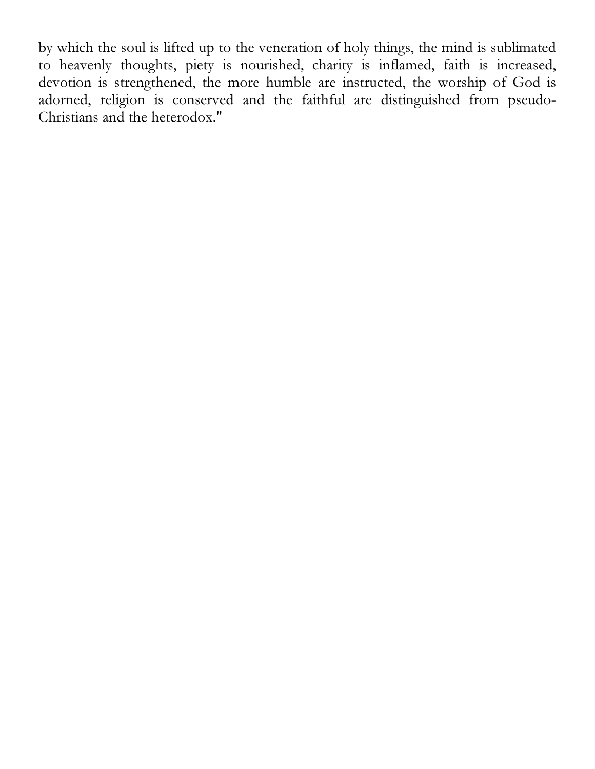by which the soul is lifted up to the veneration of holy things, the mind is sublimated to heavenly thoughts, piety is nourished, charity is inflamed, faith is increased, devotion is strengthened, the more humble are instructed, the worship of God is adorned, religion is conserved and the faithful are distinguished from pseudo-Christians and the heterodox."